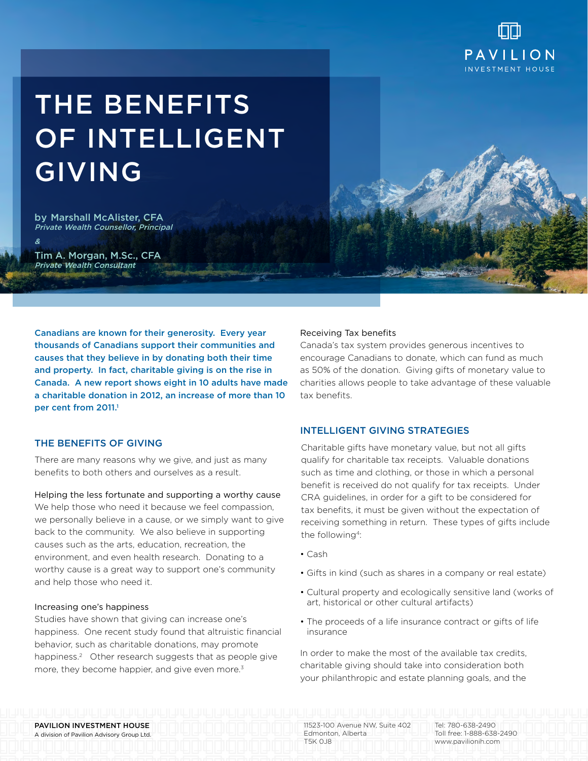PAVILION INVESTMENT HOUSE

# THE BENEFITS OF INTELLIGENT GIVING

by Marshall McAlister, CFA
*Private Wealth Counsellor, Principal*

*&*

Tim A. Morgan, M.Sc., CFA
*Private Wealth Consultant*

**Canadians are known for their generosity. Every year thousands of Canadians support their communities and causes that they believe in by donating both their time and property. In fact, charitable giving is on the rise in Canada. A new report shows eight in 10 adults have made a charitable donation in 2012, an increase of more than 10 per cent from 2011.[1]**

## THE BENEFITS OF GIVING

There are many reasons why we give, and just as many benefits to both others and ourselves as a result.

### Helping the less fortunate and supporting a worthy cause

We help those who need it because we feel compassion, we personally believe in a cause, or we simply want to give back to the community. We also believe in supporting causes such as the arts, education, recreation, the environment, and even health research. Donating to a worthy cause is a great way to support one's community and help those who need it.

### Increasing one's happiness

Studies have shown that giving can increase one's happiness. One recent study found that altruistic financial behavior, such as charitable donations, may promote happiness.[2] Other research suggests that as people give more, they become happier, and give even more.[3]

### Receiving Tax benefits

Canada's tax system provides generous incentives to encourage Canadians to donate, which can fund as much as 50% of the donation. Giving gifts of monetary value to charities allows people to take advantage of these valuable tax benefits.

## INTELLIGENT GIVING STRATEGIES

Charitable gifts have monetary value, but not all gifts qualify for charitable tax receipts. Valuable donations such as time and clothing, or those in which a personal benefit is received do not qualify for tax receipts. Under CRA guidelines, in order for a gift to be considered for tax benefits, it must be given without the expectation of receiving something in return. These types of gifts include the following[4]:

- Cash
- Gifts in kind (such as shares in a company or real estate)
- Cultural property and ecologically sensitive land (works of art, historical or other cultural artifacts)
- The proceeds of a life insurance contract or gifts of life insurance

In order to make the most of the available tax credits, charitable giving should take into consideration both your philanthropic and estate planning goals, and the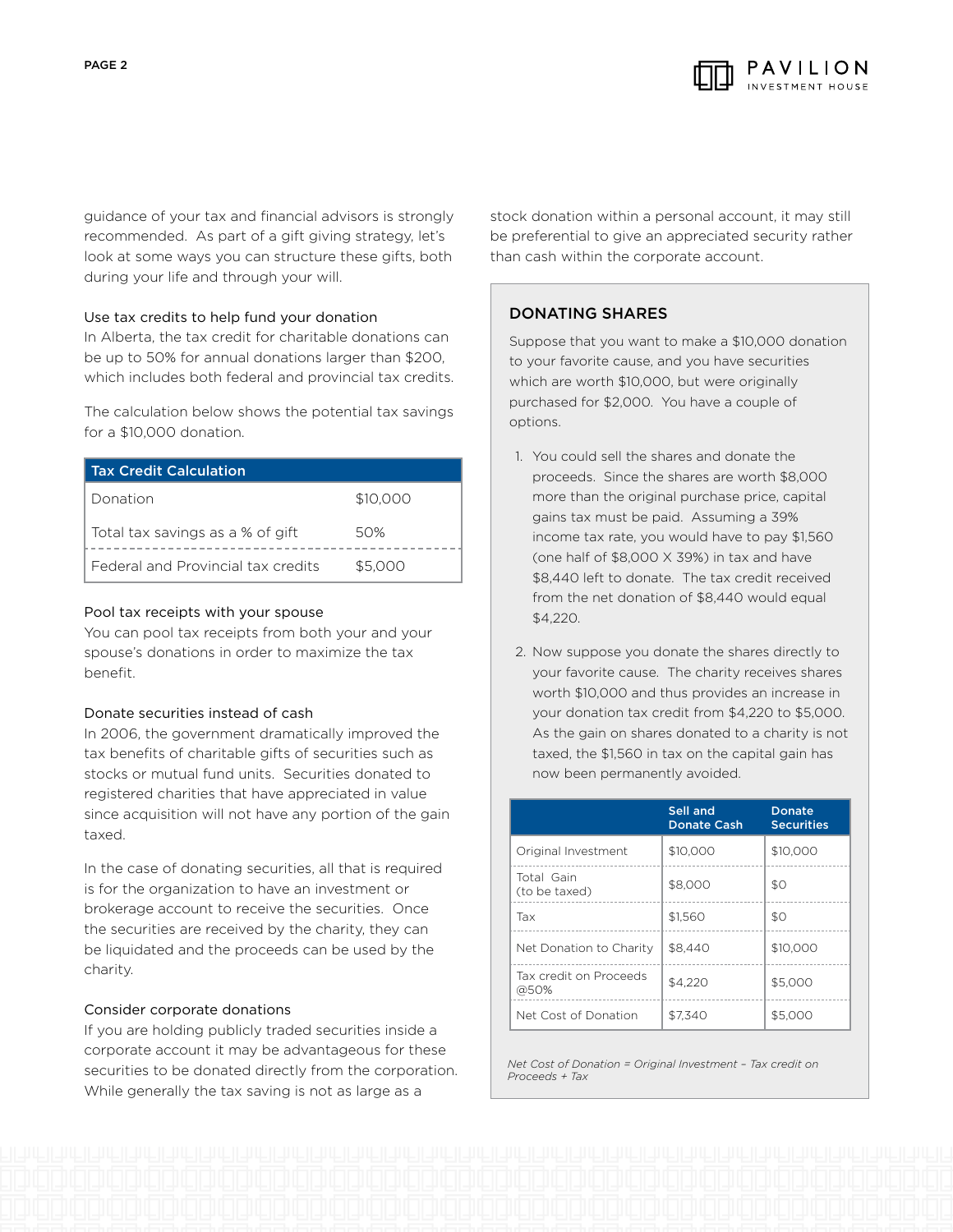guidance of your tax and financial advisors is strongly recommended. As part of a gift giving strategy, let's look at some ways you can structure these gifts, both during your life and through your will.

### Use tax credits to help fund your donation

In Alberta, the tax credit for charitable donations can be up to 50% for annual donations larger than $200, which includes both federal and provincial tax credits.

The calculation below shows the potential tax savings for a $10,000 donation.

| Tax Credit Calculation | |
|---|---|
| Donation | $10,000 |
| Total tax savings as a % of gift | 50% |
| Federal and Provincial tax credits | $5,000 |

### Pool tax receipts with your spouse

You can pool tax receipts from both your and your spouse's donations in order to maximize the tax benefit.

### Donate securities instead of cash

In 2006, the government dramatically improved the tax benefits of charitable gifts of securities such as stocks or mutual fund units. Securities donated to registered charities that have appreciated in value since acquisition will not have any portion of the gain taxed.

In the case of donating securities, all that is required is for the organization to have an investment or brokerage account to receive the securities. Once the securities are received by the charity, they can be liquidated and the proceeds can be used by the charity.

### Consider corporate donations

If you are holding publicly traded securities inside a corporate account it may be advantageous for these securities to be donated directly from the corporation. While generally the tax saving is not as large as a stock donation within a personal account, it may still be preferential to give an appreciated security rather than cash within the corporate account.

## DONATING SHARES

Suppose that you want to make a $10,000 donation to your favorite cause, and you have securities which are worth $10,000, but were originally purchased for $2,000. You have a couple of options.

1. You could sell the shares and donate the proceeds. Since the shares are worth $8,000 more than the original purchase price, capital gains tax must be paid. Assuming a 39% income tax rate, you would have to pay $1,560 (one half of $8,000 X 39%) in tax and have $8,440 left to donate. The tax credit received from the net donation of $8,440 would equal $4,220.

2. Now suppose you donate the shares directly to your favorite cause. The charity receives shares worth $10,000 and thus provides an increase in your donation tax credit from $4,220 to $5,000. As the gain on shares donated to a charity is not taxed, the $1,560 in tax on the capital gain has now been permanently avoided.

| | Sell and Donate Cash | Donate Securities |
|---|---|---|
| Original Investment | $10,000 | $10,000 |
| Total Gain (to be taxed) | $8,000 | $0 |
| Tax | $1,560 | $0 |
| Net Donation to Charity | $8,440 | $10,000 |
| Tax credit on Proceeds @50% | $4,220 | $5,000 |
| Net Cost of Donation | $7,340 | $5,000 |

*Net Cost of Donation = Original Investment – Tax credit on Proceeds + Tax*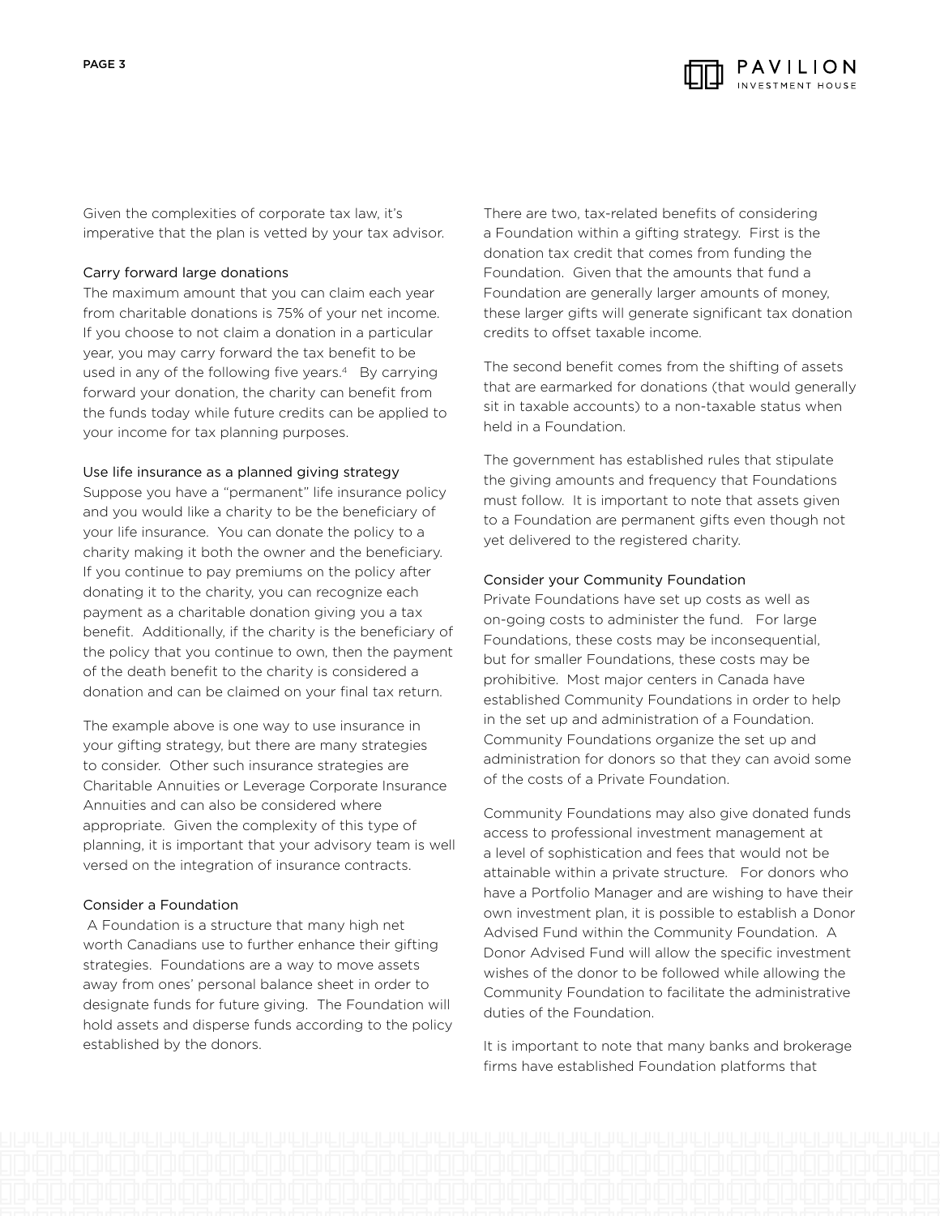Given the complexities of corporate tax law, it's imperative that the plan is vetted by your tax advisor.

### Carry forward large donations

The maximum amount that you can claim each year from charitable donations is 75% of your net income. If you choose to not claim a donation in a particular year, you may carry forward the tax benefit to be used in any of the following five years.[4] By carrying forward your donation, the charity can benefit from the funds today while future credits can be applied to your income for tax planning purposes.

### Use life insurance as a planned giving strategy

Suppose you have a "permanent" life insurance policy and you would like a charity to be the beneficiary of your life insurance. You can donate the policy to a charity making it both the owner and the beneficiary. If you continue to pay premiums on the policy after donating it to the charity, you can recognize each payment as a charitable donation giving you a tax benefit. Additionally, if the charity is the beneficiary of the policy that you continue to own, then the payment of the death benefit to the charity is considered a donation and can be claimed on your final tax return.

The example above is one way to use insurance in your gifting strategy, but there are many strategies to consider. Other such insurance strategies are Charitable Annuities or Leverage Corporate Insurance Annuities and can also be considered where appropriate. Given the complexity of this type of planning, it is important that your advisory team is well versed on the integration of insurance contracts.

### Consider a Foundation

A Foundation is a structure that many high net worth Canadians use to further enhance their gifting strategies. Foundations are a way to move assets away from ones' personal balance sheet in order to designate funds for future giving. The Foundation will hold assets and disperse funds according to the policy established by the donors.

There are two, tax-related benefits of considering a Foundation within a gifting strategy. First is the donation tax credit that comes from funding the Foundation. Given that the amounts that fund a Foundation are generally larger amounts of money, these larger gifts will generate significant tax donation credits to offset taxable income.

The second benefit comes from the shifting of assets that are earmarked for donations (that would generally sit in taxable accounts) to a non-taxable status when held in a Foundation.

The government has established rules that stipulate the giving amounts and frequency that Foundations must follow. It is important to note that assets given to a Foundation are permanent gifts even though not yet delivered to the registered charity.

### Consider your Community Foundation

Private Foundations have set up costs as well as on-going costs to administer the fund. For large Foundations, these costs may be inconsequential, but for smaller Foundations, these costs may be prohibitive. Most major centers in Canada have established Community Foundations in order to help in the set up and administration of a Foundation. Community Foundations organize the set up and administration for donors so that they can avoid some of the costs of a Private Foundation.

Community Foundations may also give donated funds access to professional investment management at a level of sophistication and fees that would not be attainable within a private structure. For donors who have a Portfolio Manager and are wishing to have their own investment plan, it is possible to establish a Donor Advised Fund within the Community Foundation. A Donor Advised Fund will allow the specific investment wishes of the donor to be followed while allowing the Community Foundation to facilitate the administrative duties of the Foundation.

It is important to note that many banks and brokerage firms have established Foundation platforms that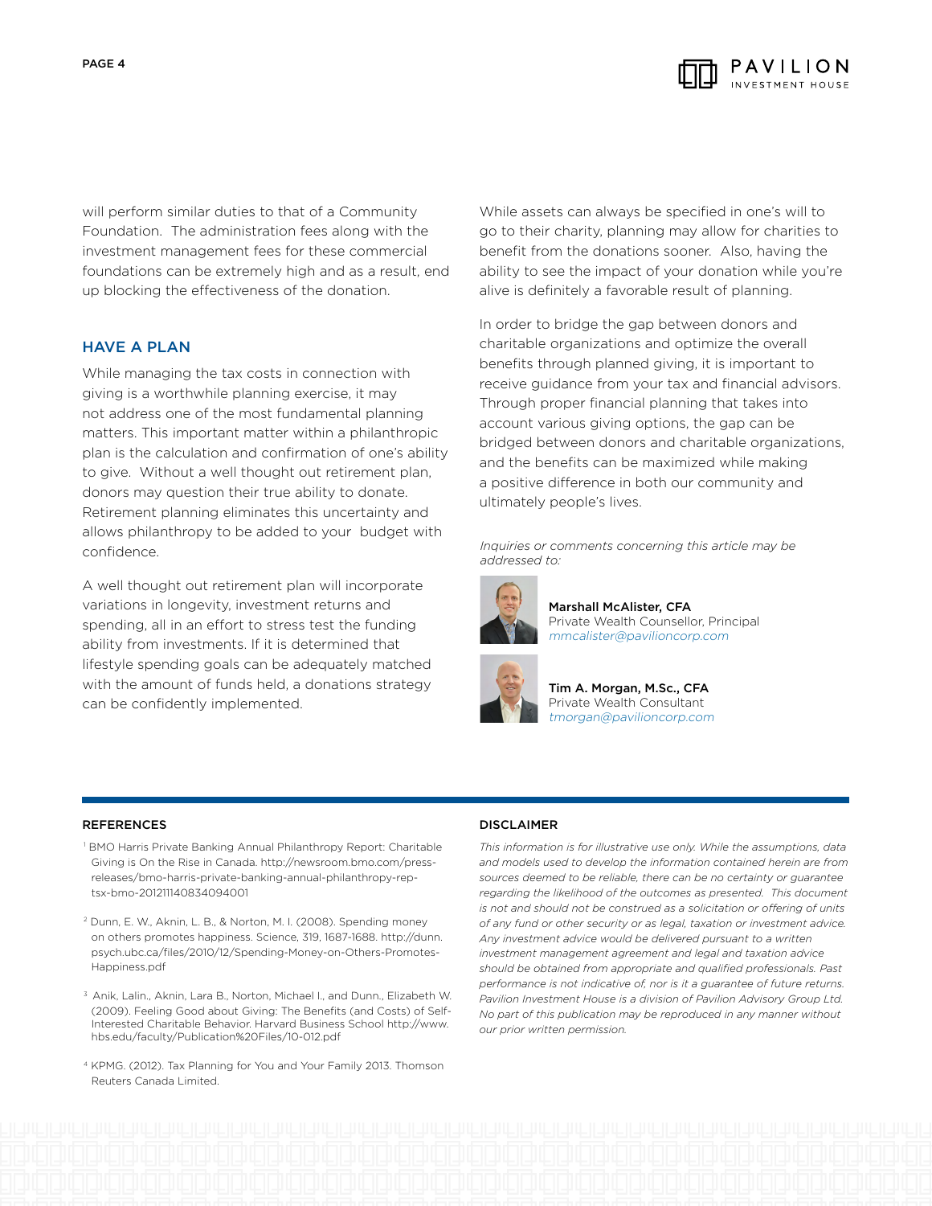will perform similar duties to that of a Community Foundation. The administration fees along with the investment management fees for these commercial foundations can be extremely high and as a result, end up blocking the effectiveness of the donation.

## HAVE A PLAN

While managing the tax costs in connection with giving is a worthwhile planning exercise, it may not address one of the most fundamental planning matters. This important matter within a philanthropic plan is the calculation and confirmation of one's ability to give. Without a well thought out retirement plan, donors may question their true ability to donate. Retirement planning eliminates this uncertainty and allows philanthropy to be added to your budget with confidence.

A well thought out retirement plan will incorporate variations in longevity, investment returns and spending, all in an effort to stress test the funding ability from investments. If it is determined that lifestyle spending goals can be adequately matched with the amount of funds held, a donations strategy can be confidently implemented.

While assets can always be specified in one's will to go to their charity, planning may allow for charities to benefit from the donations sooner. Also, having the ability to see the impact of your donation while you're alive is definitely a favorable result of planning.

In order to bridge the gap between donors and charitable organizations and optimize the overall benefits through planned giving, it is important to receive guidance from your tax and financial advisors. Through proper financial planning that takes into account various giving options, the gap can be bridged between donors and charitable organizations, and the benefits can be maximized while making a positive difference in both our community and ultimately people's lives.

*Inquiries or comments concerning this article may be addressed to:*

**Marshall McAlister, CFA**
Private Wealth Counsellor, Principal
*mmcalister@pavilioncorp.com*

**Tim A. Morgan, M.Sc., CFA**
Private Wealth Consultant
*tmorgan@pavilioncorp.com*

### REFERENCES

[1] BMO Harris Private Banking Annual Philanthropy Report: Charitable Giving is On the Rise in Canada. http://newsroom.bmo.com/press-releases/bmo-harris-private-banking-annual-philanthropy-rep-tsx-bmo-201211140834094001

[2] Dunn, E. W., Aknin, L. B., & Norton, M. I. (2008). Spending money on others promotes happiness. Science, 319, 1687-1688. http://dunn.psych.ubc.ca/files/2010/12/Spending-Money-on-Others-Promotes-Happiness.pdf

[3] Anik, Lalin., Aknin, Lara B., Norton, Michael I., and Dunn., Elizabeth W. (2009). Feeling Good about Giving: The Benefits (and Costs) of Self-Interested Charitable Behavior. Harvard Business School http://www.hbs.edu/faculty/Publication%20Files/10-012.pdf

[4] KPMG. (2012). Tax Planning for You and Your Family 2013. Thomson Reuters Canada Limited.

### DISCLAIMER

*This information is for illustrative use only. While the assumptions, data and models used to develop the information contained herein are from sources deemed to be reliable, there can be no certainty or guarantee regarding the likelihood of the outcomes as presented. This document is not and should not be construed as a solicitation or offering of units of any fund or other security or as legal, taxation or investment advice. Any investment advice would be delivered pursuant to a written investment management agreement and legal and taxation advice should be obtained from appropriate and qualified professionals. Past performance is not indicative of, nor is it a guarantee of future returns. Pavilion Investment House is a division of Pavilion Advisory Group Ltd. No part of this publication may be reproduced in any manner without our prior written permission.*